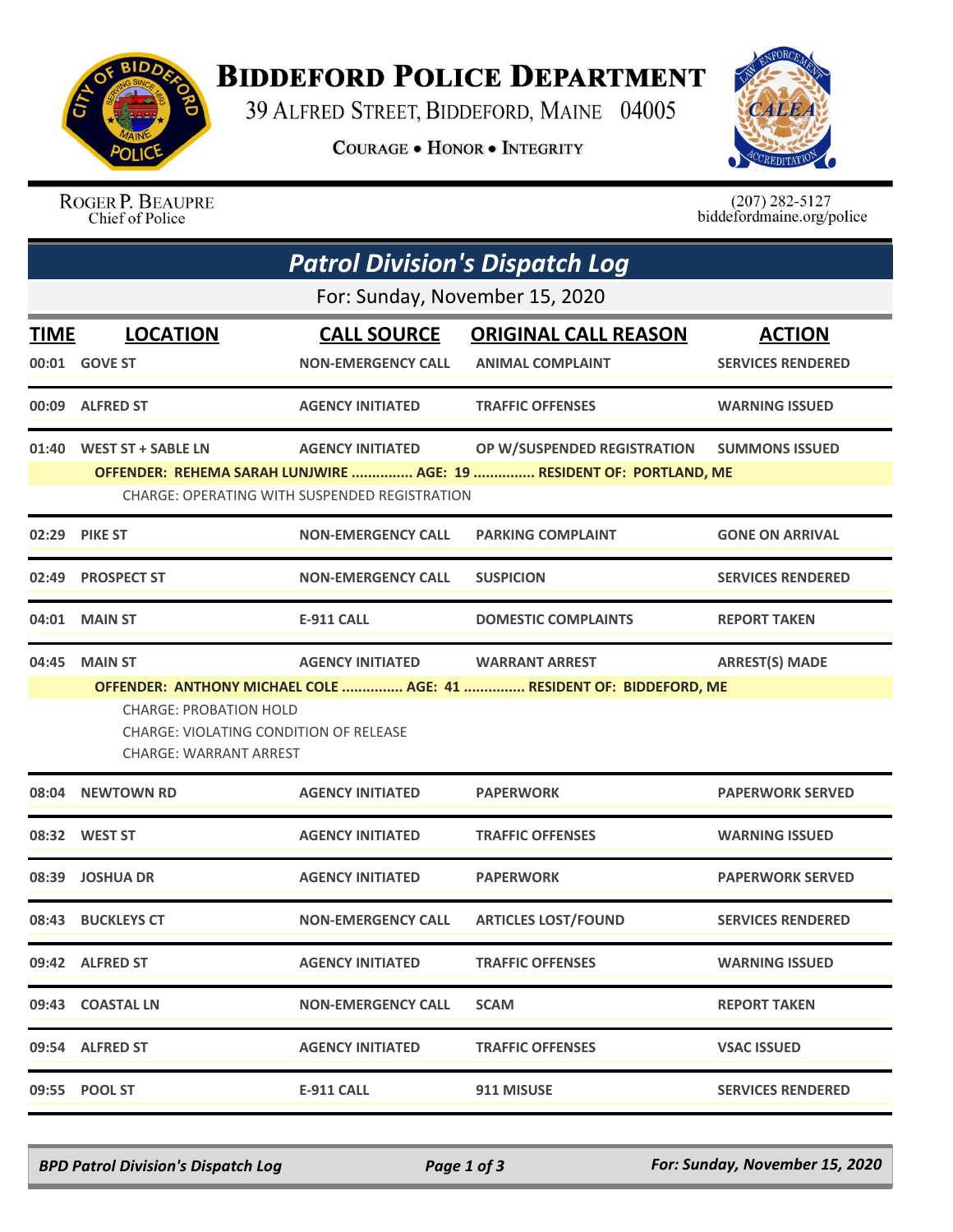# Biddeford Police Department

39 Alfred Street, Biddeford, Maine 04005

**Courage • Honor • Integrity**

Roger P. Beaupre
Chief of Police

(207) 282-5127
biddefordmaine.org/police

## Patrol Division's Dispatch Log

For: Sunday, November 15, 2020

| TIME | LOCATION | CALL SOURCE | ORIGINAL CALL REASON | ACTION |
|---|---|---|---|---|
| 00:01 | GOVE ST | NON-EMERGENCY CALL | ANIMAL COMPLAINT | SERVICES RENDERED |
| 00:09 | ALFRED ST | AGENCY INITIATED | TRAFFIC OFFENSES | WARNING ISSUED |
| 01:40 | WEST ST + SABLE LN | AGENCY INITIATED | OP W/SUSPENDED REGISTRATION | SUMMONS ISSUED |
| | OFFENDER: REHEMA SARAH LUNJWIRE ............... AGE: 19 ............... RESIDENT OF: PORTLAND, ME | | | |
| | CHARGE: OPERATING WITH SUSPENDED REGISTRATION | | | |
| 02:29 | PIKE ST | NON-EMERGENCY CALL | PARKING COMPLAINT | GONE ON ARRIVAL |
| 02:49 | PROSPECT ST | NON-EMERGENCY CALL | SUSPICION | SERVICES RENDERED |
| 04:01 | MAIN ST | E-911 CALL | DOMESTIC COMPLAINTS | REPORT TAKEN |
| 04:45 | MAIN ST | AGENCY INITIATED | WARRANT ARREST | ARREST(S) MADE |
| | OFFENDER: ANTHONY MICHAEL COLE ............... AGE: 41 ............... RESIDENT OF: BIDDEFORD, ME | | | |
| | CHARGE: PROBATION HOLD<br>CHARGE: VIOLATING CONDITION OF RELEASE<br>CHARGE: WARRANT ARREST | | | |
| 08:04 | NEWTOWN RD | AGENCY INITIATED | PAPERWORK | PAPERWORK SERVED |
| 08:32 | WEST ST | AGENCY INITIATED | TRAFFIC OFFENSES | WARNING ISSUED |
| 08:39 | JOSHUA DR | AGENCY INITIATED | PAPERWORK | PAPERWORK SERVED |
| 08:43 | BUCKLEYS CT | NON-EMERGENCY CALL | ARTICLES LOST/FOUND | SERVICES RENDERED |
| 09:42 | ALFRED ST | AGENCY INITIATED | TRAFFIC OFFENSES | WARNING ISSUED |
| 09:43 | COASTAL LN | NON-EMERGENCY CALL | SCAM | REPORT TAKEN |
| 09:54 | ALFRED ST | AGENCY INITIATED | TRAFFIC OFFENSES | VSAC ISSUED |
| 09:55 | POOL ST | E-911 CALL | 911 MISUSE | SERVICES RENDERED |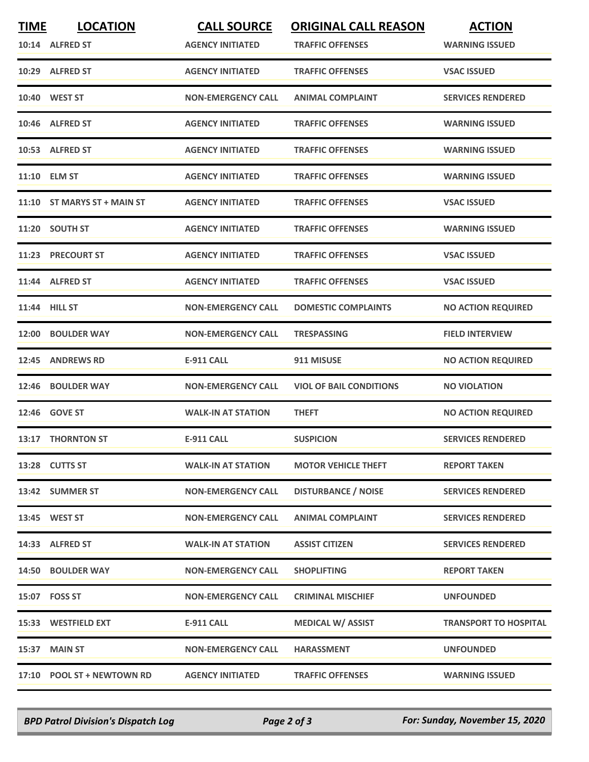| TIME | LOCATION | CALL SOURCE | ORIGINAL CALL REASON | ACTION |
|---|---|---|---|---|
| 10:14 | ALFRED ST | AGENCY INITIATED | TRAFFIC OFFENSES | WARNING ISSUED |
| 10:29 | ALFRED ST | AGENCY INITIATED | TRAFFIC OFFENSES | VSAC ISSUED |
| 10:40 | WEST ST | NON-EMERGENCY CALL | ANIMAL COMPLAINT | SERVICES RENDERED |
| 10:46 | ALFRED ST | AGENCY INITIATED | TRAFFIC OFFENSES | WARNING ISSUED |
| 10:53 | ALFRED ST | AGENCY INITIATED | TRAFFIC OFFENSES | WARNING ISSUED |
| 11:10 | ELM ST | AGENCY INITIATED | TRAFFIC OFFENSES | WARNING ISSUED |
| 11:10 | ST MARYS ST + MAIN ST | AGENCY INITIATED | TRAFFIC OFFENSES | VSAC ISSUED |
| 11:20 | SOUTH ST | AGENCY INITIATED | TRAFFIC OFFENSES | WARNING ISSUED |
| 11:23 | PRECOURT ST | AGENCY INITIATED | TRAFFIC OFFENSES | VSAC ISSUED |
| 11:44 | ALFRED ST | AGENCY INITIATED | TRAFFIC OFFENSES | VSAC ISSUED |
| 11:44 | HILL ST | NON-EMERGENCY CALL | DOMESTIC COMPLAINTS | NO ACTION REQUIRED |
| 12:00 | BOULDER WAY | NON-EMERGENCY CALL | TRESPASSING | FIELD INTERVIEW |
| 12:45 | ANDREWS RD | E-911 CALL | 911 MISUSE | NO ACTION REQUIRED |
| 12:46 | BOULDER WAY | NON-EMERGENCY CALL | VIOL OF BAIL CONDITIONS | NO VIOLATION |
| 12:46 | GOVE ST | WALK-IN AT STATION | THEFT | NO ACTION REQUIRED |
| 13:17 | THORNTON ST | E-911 CALL | SUSPICION | SERVICES RENDERED |
| 13:28 | CUTTS ST | WALK-IN AT STATION | MOTOR VEHICLE THEFT | REPORT TAKEN |
| 13:42 | SUMMER ST | NON-EMERGENCY CALL | DISTURBANCE / NOISE | SERVICES RENDERED |
| 13:45 | WEST ST | NON-EMERGENCY CALL | ANIMAL COMPLAINT | SERVICES RENDERED |
| 14:33 | ALFRED ST | WALK-IN AT STATION | ASSIST CITIZEN | SERVICES RENDERED |
| 14:50 | BOULDER WAY | NON-EMERGENCY CALL | SHOPLIFTING | REPORT TAKEN |
| 15:07 | FOSS ST | NON-EMERGENCY CALL | CRIMINAL MISCHIEF | UNFOUNDED |
| 15:33 | WESTFIELD EXT | E-911 CALL | MEDICAL W/ ASSIST | TRANSPORT TO HOSPITAL |
| 15:37 | MAIN ST | NON-EMERGENCY CALL | HARASSMENT | UNFOUNDED |
| 17:10 | POOL ST + NEWTOWN RD | AGENCY INITIATED | TRAFFIC OFFENSES | WARNING ISSUED |

*BPD Patrol Division's Dispatch Log* — *For: Sunday, November 15, 2020*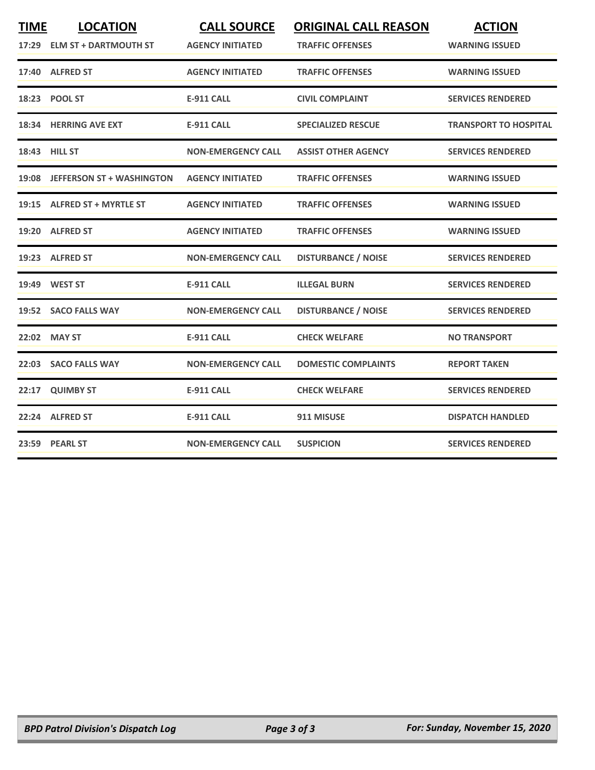| TIME | LOCATION | CALL SOURCE | ORIGINAL CALL REASON | ACTION |
|---|---|---|---|---|
| 17:29 | ELM ST + DARTMOUTH ST | AGENCY INITIATED | TRAFFIC OFFENSES | WARNING ISSUED |
| 17:40 | ALFRED ST | AGENCY INITIATED | TRAFFIC OFFENSES | WARNING ISSUED |
| 18:23 | POOL ST | E-911 CALL | CIVIL COMPLAINT | SERVICES RENDERED |
| 18:34 | HERRING AVE EXT | E-911 CALL | SPECIALIZED RESCUE | TRANSPORT TO HOSPITAL |
| 18:43 | HILL ST | NON-EMERGENCY CALL | ASSIST OTHER AGENCY | SERVICES RENDERED |
| 19:08 | JEFFERSON ST + WASHINGTON | AGENCY INITIATED | TRAFFIC OFFENSES | WARNING ISSUED |
| 19:15 | ALFRED ST + MYRTLE ST | AGENCY INITIATED | TRAFFIC OFFENSES | WARNING ISSUED |
| 19:20 | ALFRED ST | AGENCY INITIATED | TRAFFIC OFFENSES | WARNING ISSUED |
| 19:23 | ALFRED ST | NON-EMERGENCY CALL | DISTURBANCE / NOISE | SERVICES RENDERED |
| 19:49 | WEST ST | E-911 CALL | ILLEGAL BURN | SERVICES RENDERED |
| 19:52 | SACO FALLS WAY | NON-EMERGENCY CALL | DISTURBANCE / NOISE | SERVICES RENDERED |
| 22:02 | MAY ST | E-911 CALL | CHECK WELFARE | NO TRANSPORT |
| 22:03 | SACO FALLS WAY | NON-EMERGENCY CALL | DOMESTIC COMPLAINTS | REPORT TAKEN |
| 22:17 | QUIMBY ST | E-911 CALL | CHECK WELFARE | SERVICES RENDERED |
| 22:24 | ALFRED ST | E-911 CALL | 911 MISUSE | DISPATCH HANDLED |
| 23:59 | PEARL ST | NON-EMERGENCY CALL | SUSPICION | SERVICES RENDERED |